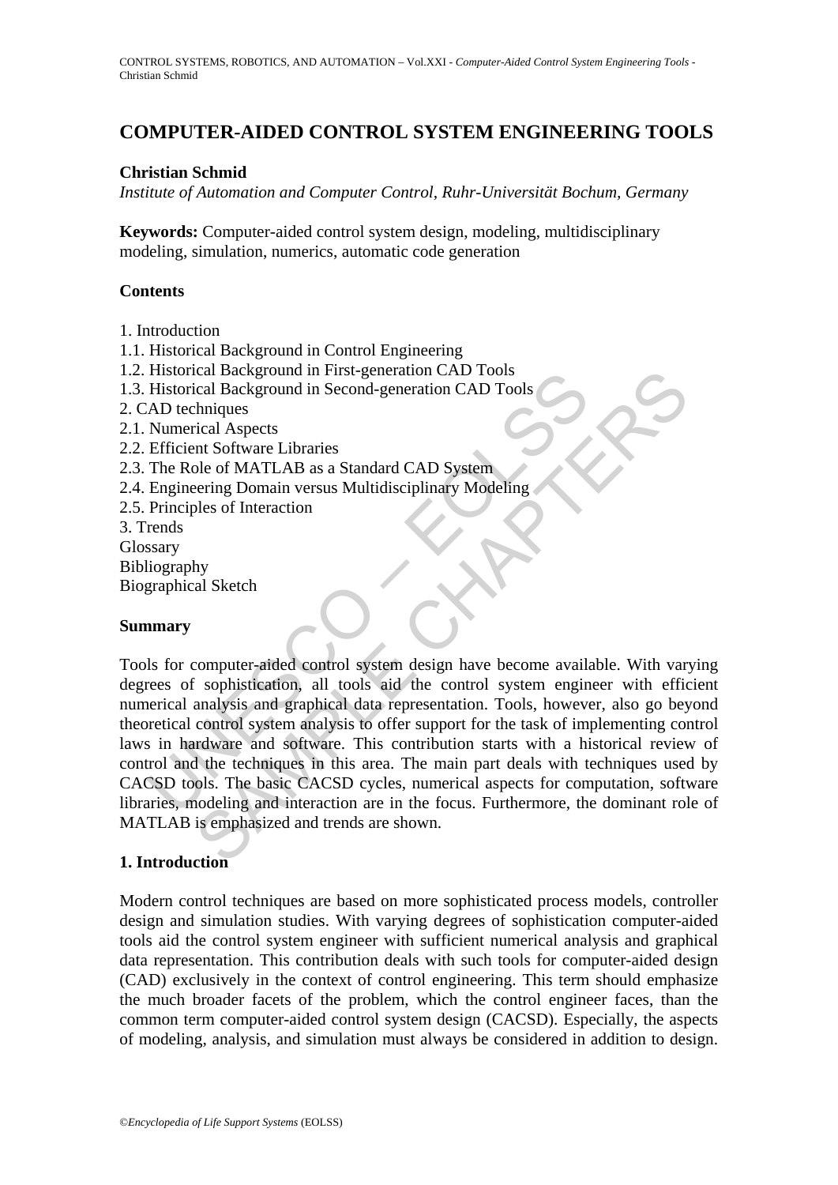# COMPUTER-AIDED CONTROL SYSTEM ENGINEERING TOOLS

**Christian Schmid**

*Institute of Automation and Computer Control, Ruhr-Universität Bochum, Germany*

**Keywords:** Computer-aided control system design, modeling, multidisciplinary modeling, simulation, numerics, automatic code generation

## Contents

1. Introduction
1.1. Historical Background in Control Engineering
1.2. Historical Background in First-generation CAD Tools
1.3. Historical Background in Second-generation CAD Tools
2. CAD techniques
2.1. Numerical Aspects
2.2. Efficient Software Libraries
2.3. The Role of MATLAB as a Standard CAD System
2.4. Engineering Domain versus Multidisciplinary Modeling
2.5. Principles of Interaction
3. Trends
Glossary
Bibliography
Biographical Sketch

## Summary

Tools for computer-aided control system design have become available. With varying degrees of sophistication, all tools aid the control system engineer with efficient numerical analysis and graphical data representation. Tools, however, also go beyond theoretical control system analysis to offer support for the task of implementing control laws in hardware and software. This contribution starts with a historical review of control and the techniques in this area. The main part deals with techniques used by CACSD tools. The basic CACSD cycles, numerical aspects for computation, software libraries, modeling and interaction are in the focus. Furthermore, the dominant role of MATLAB is emphasized and trends are shown.

## 1. Introduction

Modern control techniques are based on more sophisticated process models, controller design and simulation studies. With varying degrees of sophistication computer-aided tools aid the control system engineer with sufficient numerical analysis and graphical data representation. This contribution deals with such tools for computer-aided design (CAD) exclusively in the context of control engineering. This term should emphasize the much broader facets of the problem, which the control engineer faces, than the common term computer-aided control system design (CACSD). Especially, the aspects of modeling, analysis, and simulation must always be considered in addition to design.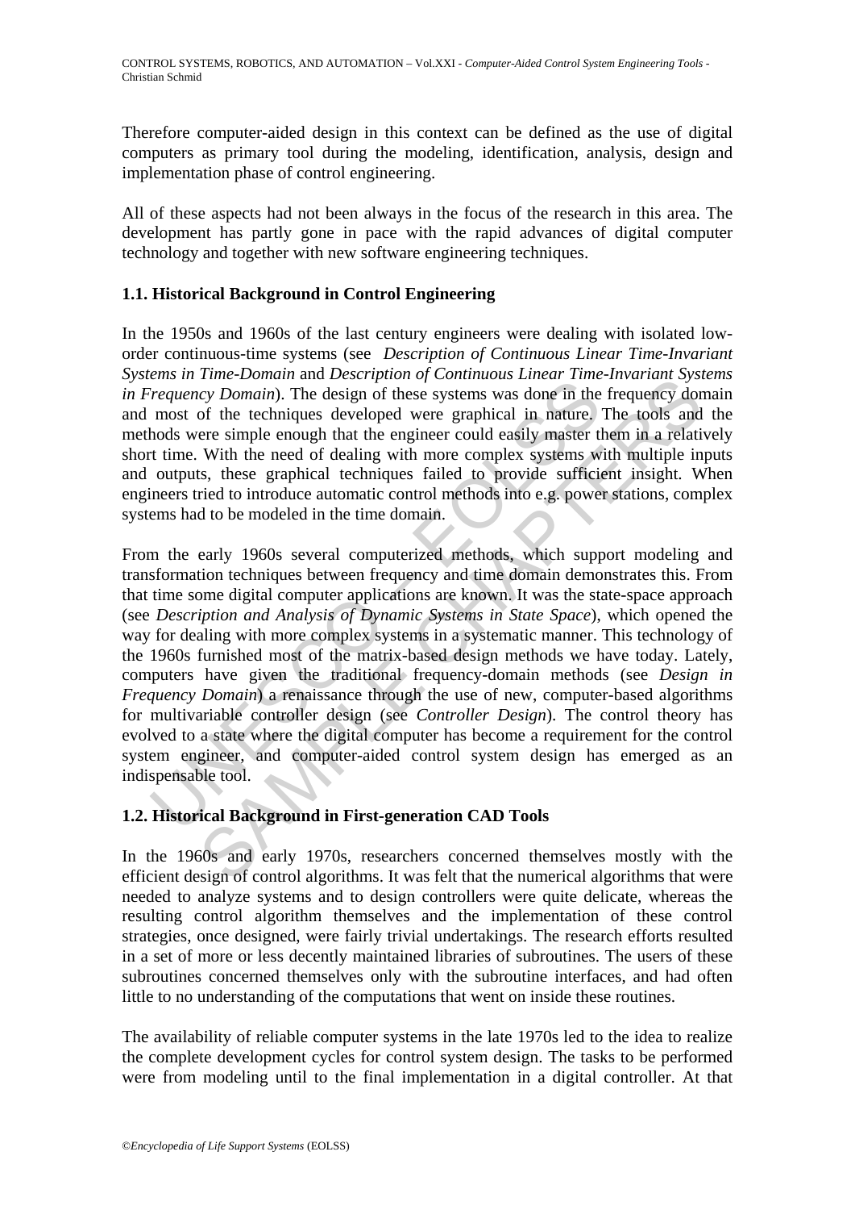Therefore computer-aided design in this context can be defined as the use of digital computers as primary tool during the modeling, identification, analysis, design and implementation phase of control engineering.

All of these aspects had not been always in the focus of the research in this area. The development has partly gone in pace with the rapid advances of digital computer technology and together with new software engineering techniques.

### 1.1. Historical Background in Control Engineering

In the 1950s and 1960s of the last century engineers were dealing with isolated low-order continuous-time systems (see *Description of Continuous Linear Time-Invariant Systems in Time-Domain* and *Description of Continuous Linear Time-Invariant Systems in Frequency Domain*). The design of these systems was done in the frequency domain and most of the techniques developed were graphical in nature. The tools and the methods were simple enough that the engineer could easily master them in a relatively short time. With the need of dealing with more complex systems with multiple inputs and outputs, these graphical techniques failed to provide sufficient insight. When engineers tried to introduce automatic control methods into e.g. power stations, complex systems had to be modeled in the time domain.

From the early 1960s several computerized methods, which support modeling and transformation techniques between frequency and time domain demonstrates this. From that time some digital computer applications are known. It was the state-space approach (see *Description and Analysis of Dynamic Systems in State Space*), which opened the way for dealing with more complex systems in a systematic manner. This technology of the 1960s furnished most of the matrix-based design methods we have today. Lately, computers have given the traditional frequency-domain methods (see *Design in Frequency Domain*) a renaissance through the use of new, computer-based algorithms for multivariable controller design (see *Controller Design*). The control theory has evolved to a state where the digital computer has become a requirement for the control system engineer, and computer-aided control system design has emerged as an indispensable tool.

### 1.2. Historical Background in First-generation CAD Tools

In the 1960s and early 1970s, researchers concerned themselves mostly with the efficient design of control algorithms. It was felt that the numerical algorithms that were needed to analyze systems and to design controllers were quite delicate, whereas the resulting control algorithm themselves and the implementation of these control strategies, once designed, were fairly trivial undertakings. The research efforts resulted in a set of more or less decently maintained libraries of subroutines. The users of these subroutines concerned themselves only with the subroutine interfaces, and had often little to no understanding of the computations that went on inside these routines.

The availability of reliable computer systems in the late 1970s led to the idea to realize the complete development cycles for control system design. The tasks to be performed were from modeling until to the final implementation in a digital controller. At that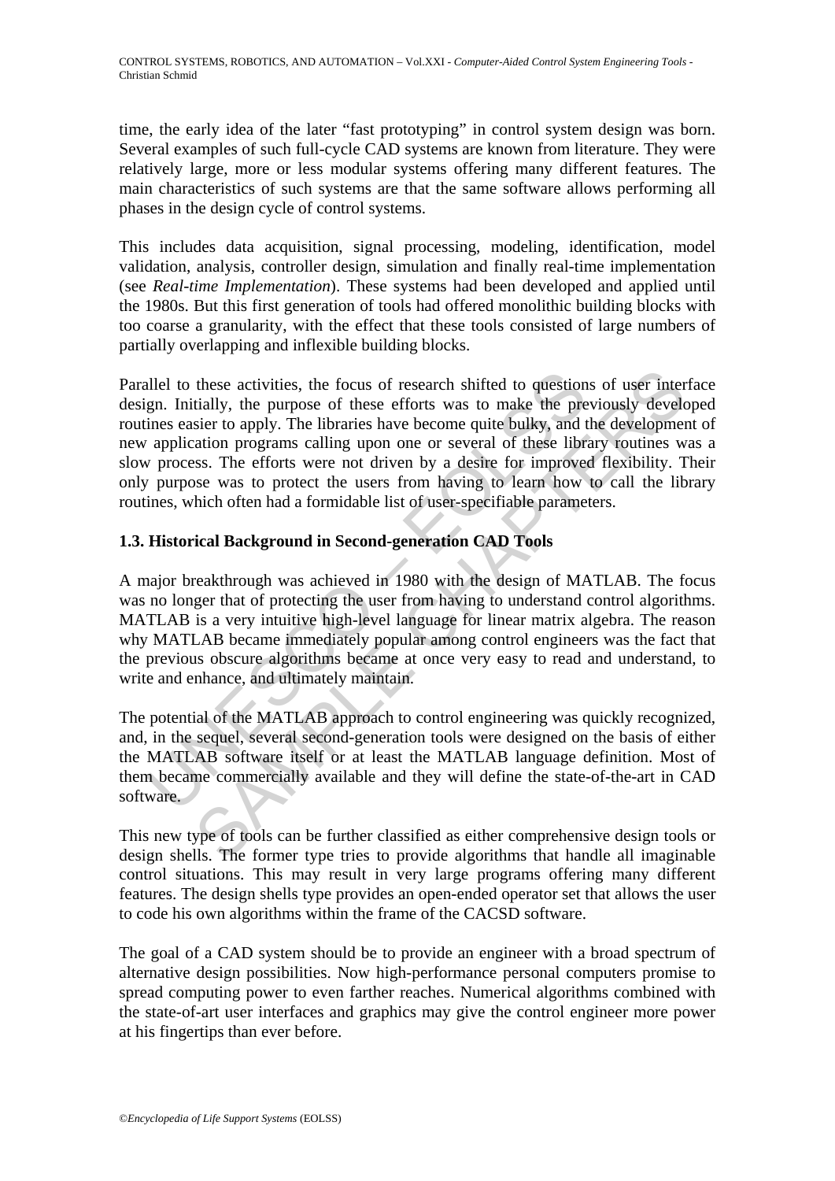time, the early idea of the later "fast prototyping" in control system design was born. Several examples of such full-cycle CAD systems are known from literature. They were relatively large, more or less modular systems offering many different features. The main characteristics of such systems are that the same software allows performing all phases in the design cycle of control systems.

This includes data acquisition, signal processing, modeling, identification, model validation, analysis, controller design, simulation and finally real-time implementation (see *Real-time Implementation*). These systems had been developed and applied until the 1980s. But this first generation of tools had offered monolithic building blocks with too coarse a granularity, with the effect that these tools consisted of large numbers of partially overlapping and inflexible building blocks.

Parallel to these activities, the focus of research shifted to questions of user interface design. Initially, the purpose of these efforts was to make the previously developed routines easier to apply. The libraries have become quite bulky, and the development of new application programs calling upon one or several of these library routines was a slow process. The efforts were not driven by a desire for improved flexibility. Their only purpose was to protect the users from having to learn how to call the library routines, which often had a formidable list of user-specifiable parameters.

### 1.3. Historical Background in Second-generation CAD Tools

A major breakthrough was achieved in 1980 with the design of MATLAB. The focus was no longer that of protecting the user from having to understand control algorithms. MATLAB is a very intuitive high-level language for linear matrix algebra. The reason why MATLAB became immediately popular among control engineers was the fact that the previous obscure algorithms became at once very easy to read and understand, to write and enhance, and ultimately maintain.

The potential of the MATLAB approach to control engineering was quickly recognized, and, in the sequel, several second-generation tools were designed on the basis of either the MATLAB software itself or at least the MATLAB language definition. Most of them became commercially available and they will define the state-of-the-art in CAD software.

This new type of tools can be further classified as either comprehensive design tools or design shells. The former type tries to provide algorithms that handle all imaginable control situations. This may result in very large programs offering many different features. The design shells type provides an open-ended operator set that allows the user to code his own algorithms within the frame of the CACSD software.

The goal of a CAD system should be to provide an engineer with a broad spectrum of alternative design possibilities. Now high-performance personal computers promise to spread computing power to even farther reaches. Numerical algorithms combined with the state-of-art user interfaces and graphics may give the control engineer more power at his fingertips than ever before.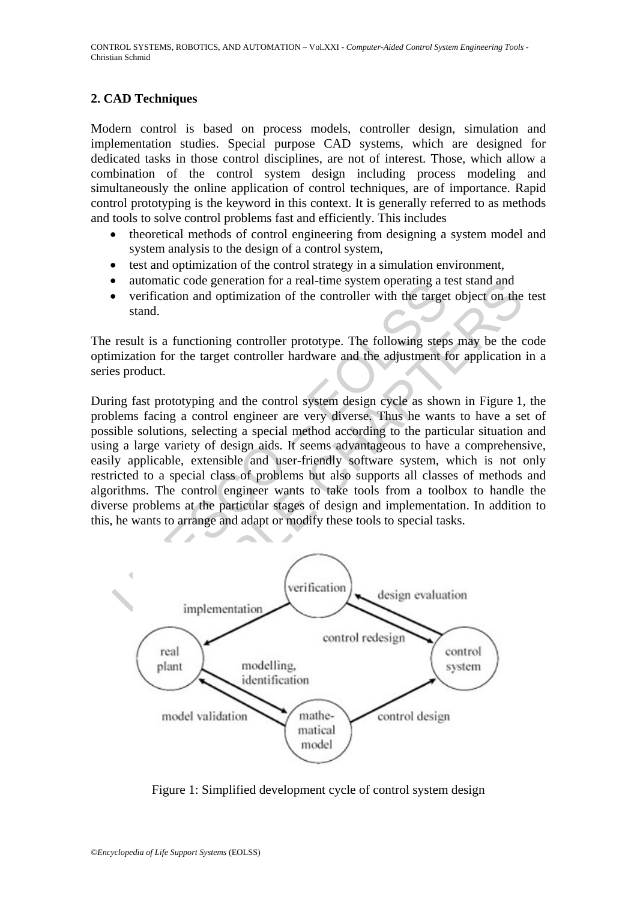## 2. CAD Techniques

Modern control is based on process models, controller design, simulation and implementation studies. Special purpose CAD systems, which are designed for dedicated tasks in those control disciplines, are not of interest. Those, which allow a combination of the control system design including process modeling and simultaneously the online application of control techniques, are of importance. Rapid control prototyping is the keyword in this context. It is generally referred to as methods and tools to solve control problems fast and efficiently. This includes

- theoretical methods of control engineering from designing a system model and system analysis to the design of a control system,
- test and optimization of the control strategy in a simulation environment,
- automatic code generation for a real-time system operating a test stand and
- verification and optimization of the controller with the target object on the test stand.

The result is a functioning controller prototype. The following steps may be the code optimization for the target controller hardware and the adjustment for application in a series product.

During fast prototyping and the control system design cycle as shown in Figure 1, the problems facing a control engineer are very diverse. Thus he wants to have a set of possible solutions, selecting a special method according to the particular situation and using a large variety of design aids. It seems advantageous to have a comprehensive, easily applicable, extensible and user-friendly software system, which is not only restricted to a special class of problems but also supports all classes of methods and algorithms. The control engineer wants to take tools from a toolbox to handle the diverse problems at the particular stages of design and implementation. In addition to this, he wants to arrange and adapt or modify these tools to special tasks.

Figure 1: Simplified development cycle of control system design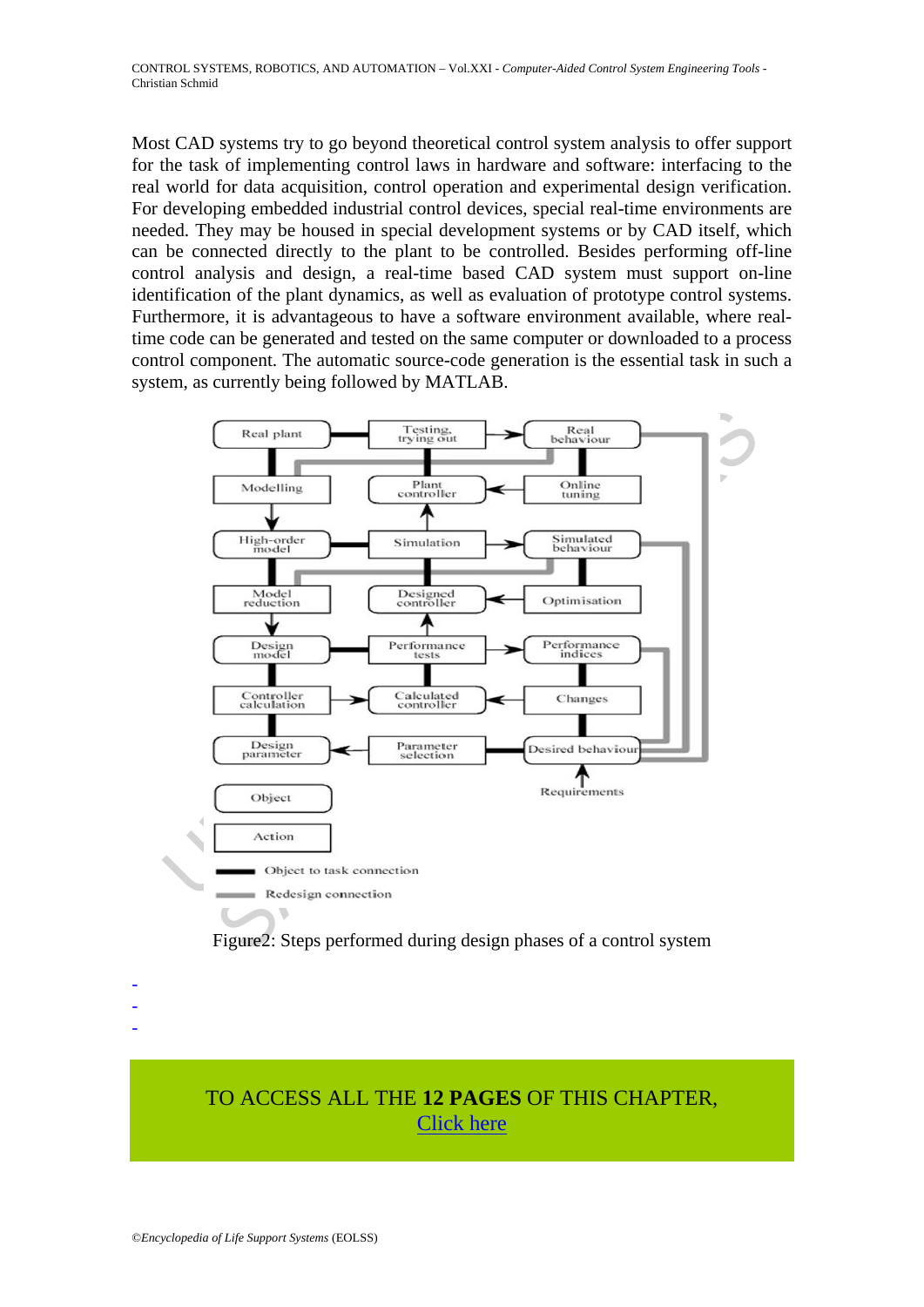Most CAD systems try to go beyond theoretical control system analysis to offer support for the task of implementing control laws in hardware and software: interfacing to the real world for data acquisition, control operation and experimental design verification. For developing embedded industrial control devices, special real-time environments are needed. They may be housed in special development systems or by CAD itself, which can be connected directly to the plant to be controlled. Besides performing off-line control analysis and design, a real-time based CAD system must support on-line identification of the plant dynamics, as well as evaluation of prototype control systems. Furthermore, it is advantageous to have a software environment available, where real-time code can be generated and tested on the same computer or downloaded to a process control component. The automatic source-code generation is the essential task in such a system, as currently being followed by MATLAB.

Figure2: Steps performed during design phases of a control system

-
-
-

TO ACCESS ALL THE **12 PAGES** OF THIS CHAPTER,
Click here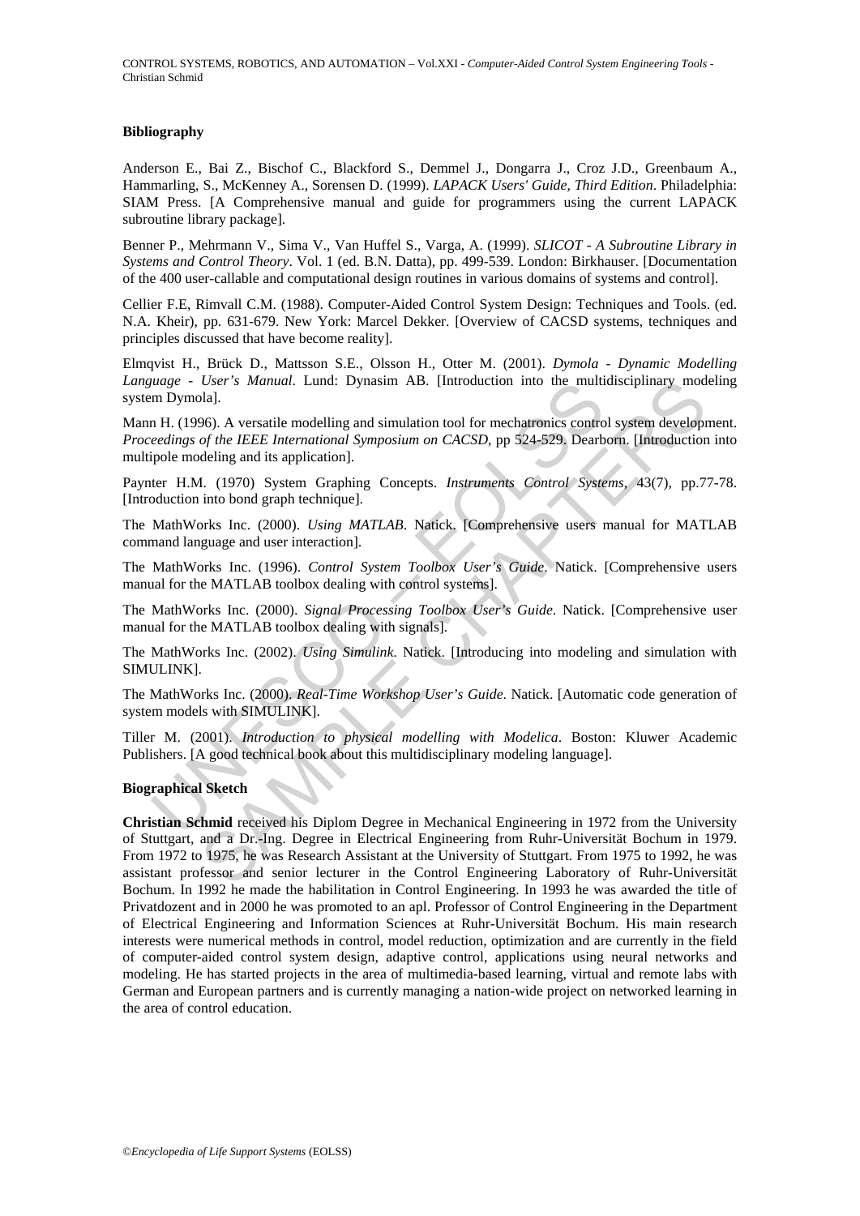### Bibliography

Anderson E., Bai Z., Bischof C., Blackford S., Demmel J., Dongarra J., Croz J.D., Greenbaum A., Hammarling, S., McKenney A., Sorensen D. (1999). *LAPACK Users' Guide, Third Edition*. Philadelphia: SIAM Press. [A Comprehensive manual and guide for programmers using the current LAPACK subroutine library package].

Benner P., Mehrmann V., Sima V., Van Huffel S., Varga, A. (1999). *SLICOT - A Subroutine Library in Systems and Control Theory*. Vol. 1 (ed. B.N. Datta), pp. 499-539. London: Birkhauser. [Documentation of the 400 user-callable and computational design routines in various domains of systems and control].

Cellier F.E, Rimvall C.M. (1988). Computer-Aided Control System Design: Techniques and Tools. (ed. N.A. Kheir), pp. 631-679. New York: Marcel Dekker. [Overview of CACSD systems, techniques and principles discussed that have become reality].

Elmqvist H., Brück D., Mattsson S.E., Olsson H., Otter M. (2001). *Dymola - Dynamic Modelling Language - User's Manual*. Lund: Dynasim AB. [Introduction into the multidisciplinary modeling system Dymola].

Mann H. (1996). A versatile modelling and simulation tool for mechatronics control system development. *Proceedings of the IEEE International Symposium on CACSD*, pp 524-529. Dearborn. [Introduction into multipole modeling and its application].

Paynter H.M. (1970) System Graphing Concepts. *Instruments Control Systems*, 43(7), pp.77-78. [Introduction into bond graph technique].

The MathWorks Inc. (2000). *Using MATLAB*. Natick. [Comprehensive users manual for MATLAB command language and user interaction].

The MathWorks Inc. (1996). *Control System Toolbox User's Guide*. Natick. [Comprehensive users manual for the MATLAB toolbox dealing with control systems].

The MathWorks Inc. (2000). *Signal Processing Toolbox User's Guide*. Natick. [Comprehensive user manual for the MATLAB toolbox dealing with signals].

The MathWorks Inc. (2002). *Using Simulink*. Natick. [Introducing into modeling and simulation with SIMULINK].

The MathWorks Inc. (2000). *Real-Time Workshop User's Guide*. Natick. [Automatic code generation of system models with SIMULINK].

Tiller M. (2001). *Introduction to physical modelling with Modelica*. Boston: Kluwer Academic Publishers. [A good technical book about this multidisciplinary modeling language].

### Biographical Sketch

**Christian Schmid** received his Diplom Degree in Mechanical Engineering in 1972 from the University of Stuttgart, and a Dr.-Ing. Degree in Electrical Engineering from Ruhr-Universität Bochum in 1979. From 1972 to 1975, he was Research Assistant at the University of Stuttgart. From 1975 to 1992, he was assistant professor and senior lecturer in the Control Engineering Laboratory of Ruhr-Universität Bochum. In 1992 he made the habilitation in Control Engineering. In 1993 he was awarded the title of Privatdozent and in 2000 he was promoted to an apl. Professor of Control Engineering in the Department of Electrical Engineering and Information Sciences at Ruhr-Universität Bochum. His main research interests were numerical methods in control, model reduction, optimization and are currently in the field of computer-aided control system design, adaptive control, applications using neural networks and modeling. He has started projects in the area of multimedia-based learning, virtual and remote labs with German and European partners and is currently managing a nation-wide project on networked learning in the area of control education.